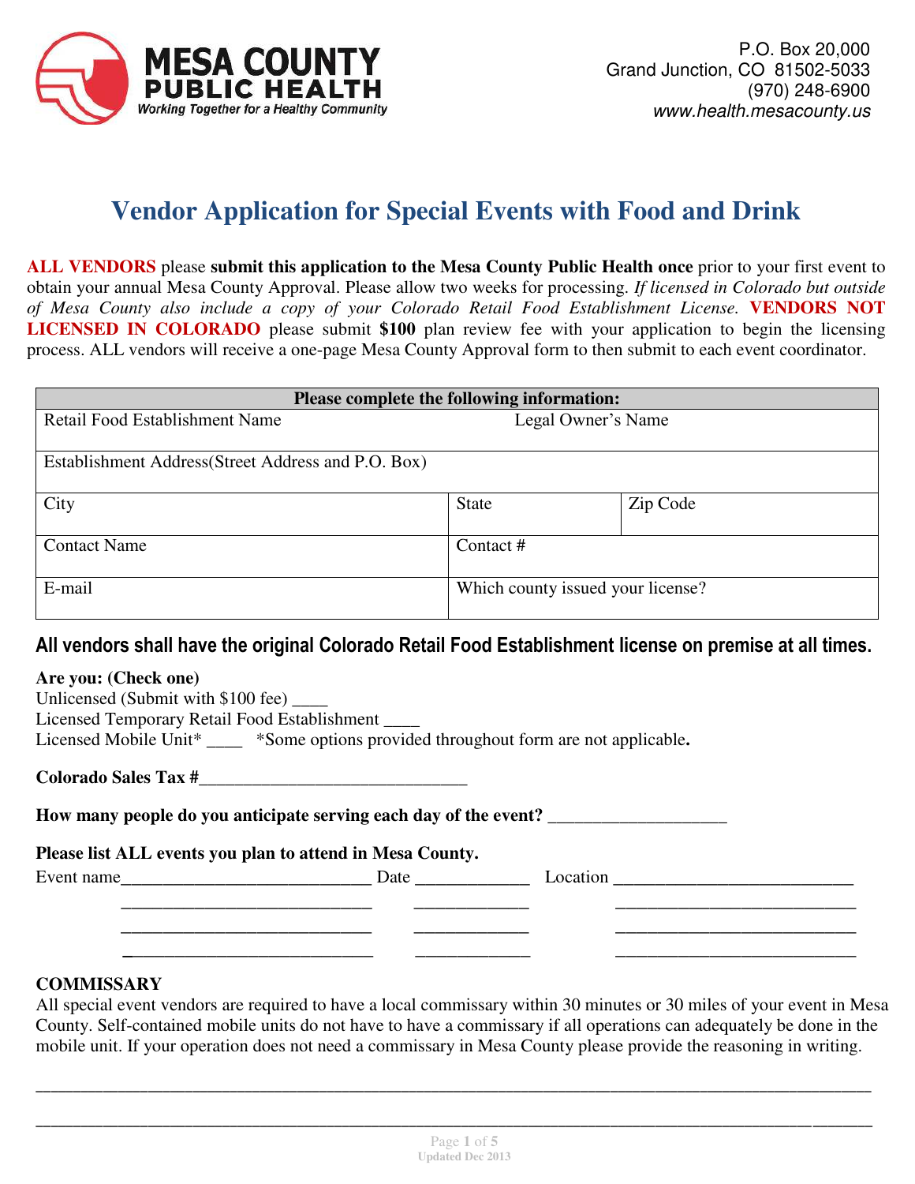MESA COUNTY PUBLIC HEALTH
*Working Together for a Healthy Community*

P.O. Box 20,000
Grand Junction, CO 81502-5033
(970) 248-6900
*www.health.mesacounty.us*

# Vendor Application for Special Events with Food and Drink

**ALL VENDORS** please **submit this application to the Mesa County Public Health once** prior to your first event to obtain your annual Mesa County Approval. Please allow two weeks for processing. *If licensed in Colorado but outside of Mesa County also include a copy of your Colorado Retail Food Establishment License.* **VENDORS NOT LICENSED IN COLORADO** please submit **$100** plan review fee with your application to begin the licensing process. ALL vendors will receive a one-page Mesa County Approval form to then submit to each event coordinator.

| Please complete the following information: | | |
|---|---|---|
| Retail Food Establishment Name | Legal Owner's Name | |
| Establishment Address(Street Address and P.O. Box) | | |
| City | State | Zip Code |
| Contact Name | Contact # | |
| E-mail | Which county issued your license? | |

## All vendors shall have the original Colorado Retail Food Establishment license on premise at all times.

**Are you: (Check one)**
Unlicensed (Submit with $100 fee) ____
Licensed Temporary Retail Food Establishment ____
Licensed Mobile Unit* ____ *Some options provided throughout form are not applicable**.**

**Colorado Sales Tax #**______________________________

**How many people do you anticipate serving each day of the event?** ____________________

**Please list ALL events you plan to attend in Mesa County.**

| Event name | Date | Location |
|---|---|---|
| ____________________________ | _____________ | ___________________________ |
| ____________________________ | _____________ | ___________________________ |
| ____________________________ | _____________ | ___________________________ |
| ____________________________ | _____________ | ___________________________ |

**COMMISSARY**
All special event vendors are required to have a local commissary within 30 minutes or 30 miles of your event in Mesa County. Self-contained mobile units do not have to have a commissary if all operations can adequately be done in the mobile unit. If your operation does not need a commissary in Mesa County please provide the reasoning in writing.

_____________________________________________________________________________________________

_____________________________________________________________________________________________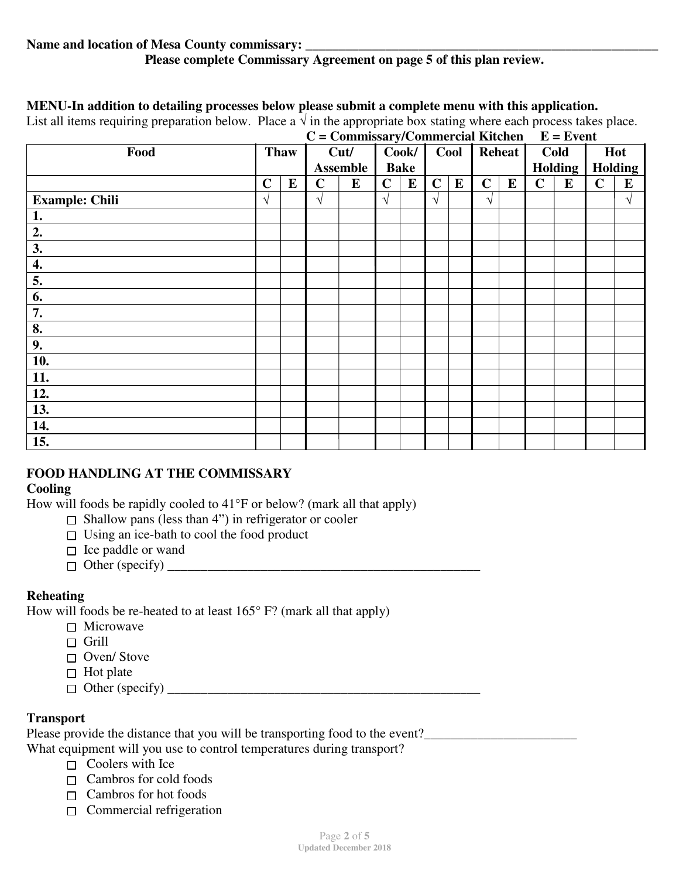**Name and location of Mesa County commissary: \_\_\_\_\_\_\_\_\_\_\_\_\_\_\_\_\_\_\_\_\_\_\_\_\_\_\_\_\_\_\_\_\_\_\_\_\_\_\_\_\_\_\_\_\_\_\_\_\_\_\_\_\_\_\_\_\_\_\_\_**

**Please complete Commissary Agreement on page 5 of this plan review.**

**MENU-In addition to detailing processes below please submit a complete menu with this application.**

List all items requiring preparation below. Place a √ in the appropriate box stating where each process takes place.

**C = Commissary/Commercial Kitchen E = Event**

| Food | Thaw | | Cut/ Assemble | | Cook/ Bake | | Cool | | Reheat | | Cold Holding | | Hot Holding | |
|---|---|---|---|---|---|---|---|---|---|---|---|---|---|---|
| | C | E | C | E | C | E | C | E | C | E | C | E | C | E |
| **Example: Chili** | √ | | √ | | √ | | √ | | √ | | | | | √ |
| **1.** | | | | | | | | | | | | | | |
| **2.** | | | | | | | | | | | | | | |
| **3.** | | | | | | | | | | | | | | |
| **4.** | | | | | | | | | | | | | | |
| **5.** | | | | | | | | | | | | | | |
| **6.** | | | | | | | | | | | | | | |
| **7.** | | | | | | | | | | | | | | |
| **8.** | | | | | | | | | | | | | | |
| **9.** | | | | | | | | | | | | | | |
| **10.** | | | | | | | | | | | | | | |
| **11.** | | | | | | | | | | | | | | |
| **12.** | | | | | | | | | | | | | | |
| **13.** | | | | | | | | | | | | | | |
| **14.** | | | | | | | | | | | | | | |
| **15.** | | | | | | | | | | | | | | |

## FOOD HANDLING AT THE COMMISSARY

### Cooling

How will foods be rapidly cooled to 41°F or below? (mark all that apply)

- ☐ Shallow pans (less than 4") in refrigerator or cooler
- ☐ Using an ice-bath to cool the food product
- ☐ Ice paddle or wand
- ☐ Other (specify) \_\_\_\_\_\_\_\_\_\_\_\_\_\_\_\_\_\_\_\_\_\_\_\_\_\_\_\_\_\_\_\_\_\_\_\_\_\_\_\_\_\_\_\_\_\_\_\_

### Reheating

How will foods be re-heated to at least 165° F? (mark all that apply)

- ☐ Microwave
- ☐ Grill
- ☐ Oven/ Stove
- ☐ Hot plate
- ☐ Other (specify) \_\_\_\_\_\_\_\_\_\_\_\_\_\_\_\_\_\_\_\_\_\_\_\_\_\_\_\_\_\_\_\_\_\_\_\_\_\_\_\_\_\_\_\_\_\_\_\_

### Transport

Please provide the distance that you will be transporting food to the event?\_\_\_\_\_\_\_\_\_\_\_\_\_\_\_\_\_\_\_\_\_\_\_\_

What equipment will you use to control temperatures during transport?

- ☐ Coolers with Ice
- ☐ Cambros for cold foods
- ☐ Cambros for hot foods
- ☐ Commercial refrigeration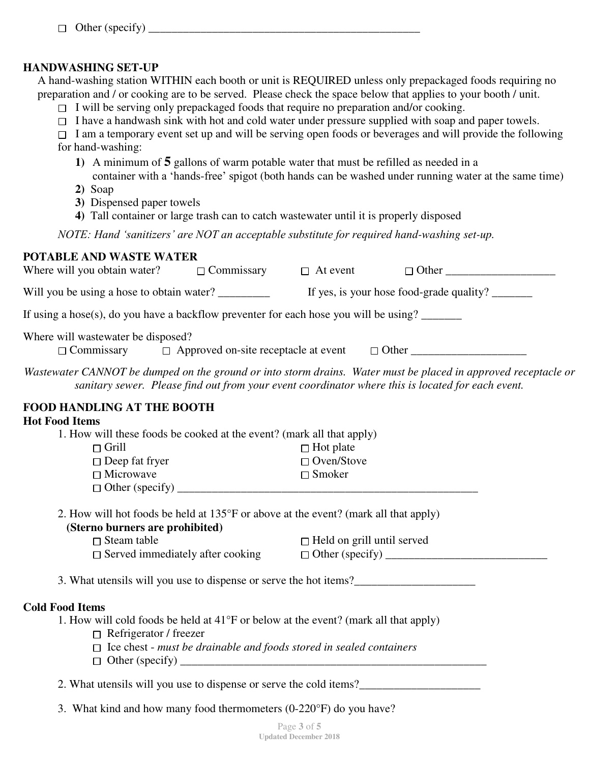☐ Other (specify) ________________________________________________

## HANDWASHING SET-UP

A hand-washing station WITHIN each booth or unit is REQUIRED unless only prepackaged foods requiring no preparation and / or cooking are to be served. Please check the space below that applies to your booth / unit.

- ☐ I will be serving only prepackaged foods that require no preparation and/or cooking.
- ☐ I have a handwash sink with hot and cold water under pressure supplied with soap and paper towels.
- ☐ I am a temporary event set up and will be serving open foods or beverages and will provide the following for hand-washing:
  1. A minimum of **5** gallons of warm potable water that must be refilled as needed in a container with a 'hands-free' spigot (both hands can be washed under running water at the same time)
  2. Soap
  3. Dispensed paper towels
  4. Tall container or large trash can to catch wastewater until it is properly disposed

*NOTE: Hand 'sanitizers' are NOT an acceptable substitute for required hand-washing set-up.*

## POTABLE AND WASTE WATER

Where will you obtain water? ☐ Commissary ☐ At event ☐ Other ___________________

Will you be using a hose to obtain water? _________ If yes, is your hose food-grade quality? _______

If using a hose(s), do you have a backflow preventer for each hose you will be using? _______

Where will wastewater be disposed?
☐ Commissary ☐ Approved on-site receptacle at event ☐ Other ____________________

*Wastewater CANNOT be dumped on the ground or into storm drains. Water must be placed in approved receptacle or sanitary sewer. Please find out from your event coordinator where this is located for each event.*

## FOOD HANDLING AT THE BOOTH

### Hot Food Items

1. How will these foods be cooked at the event? (mark all that apply)
   - ☐ Grill
   - ☐ Hot plate
   - ☐ Deep fat fryer
   - ☐ Oven/Stove
   - ☐ Microwave
   - ☐ Smoker
   - ☐ Other (specify) _______________________________________________________

2. How will hot foods be held at 135°F or above at the event? (mark all that apply)
   **(Sterno burners are prohibited)**
   - ☐ Steam table
   - ☐ Held on grill until served
   - ☐ Served immediately after cooking
   - ☐ Other (specify) ____________________________

3. What utensils will you use to dispense or serve the hot items?_____________________

### Cold Food Items

1. How will cold foods be held at 41°F or below at the event? (mark all that apply)
   - ☐ Refrigerator / freezer
   - ☐ Ice chest - *must be drainable and foods stored in sealed containers*
   - ☐ Other (specify) ________________________________________________________

2. What utensils will you use to dispense or serve the cold items?_____________________

3. What kind and how many food thermometers (0-220°F) do you have?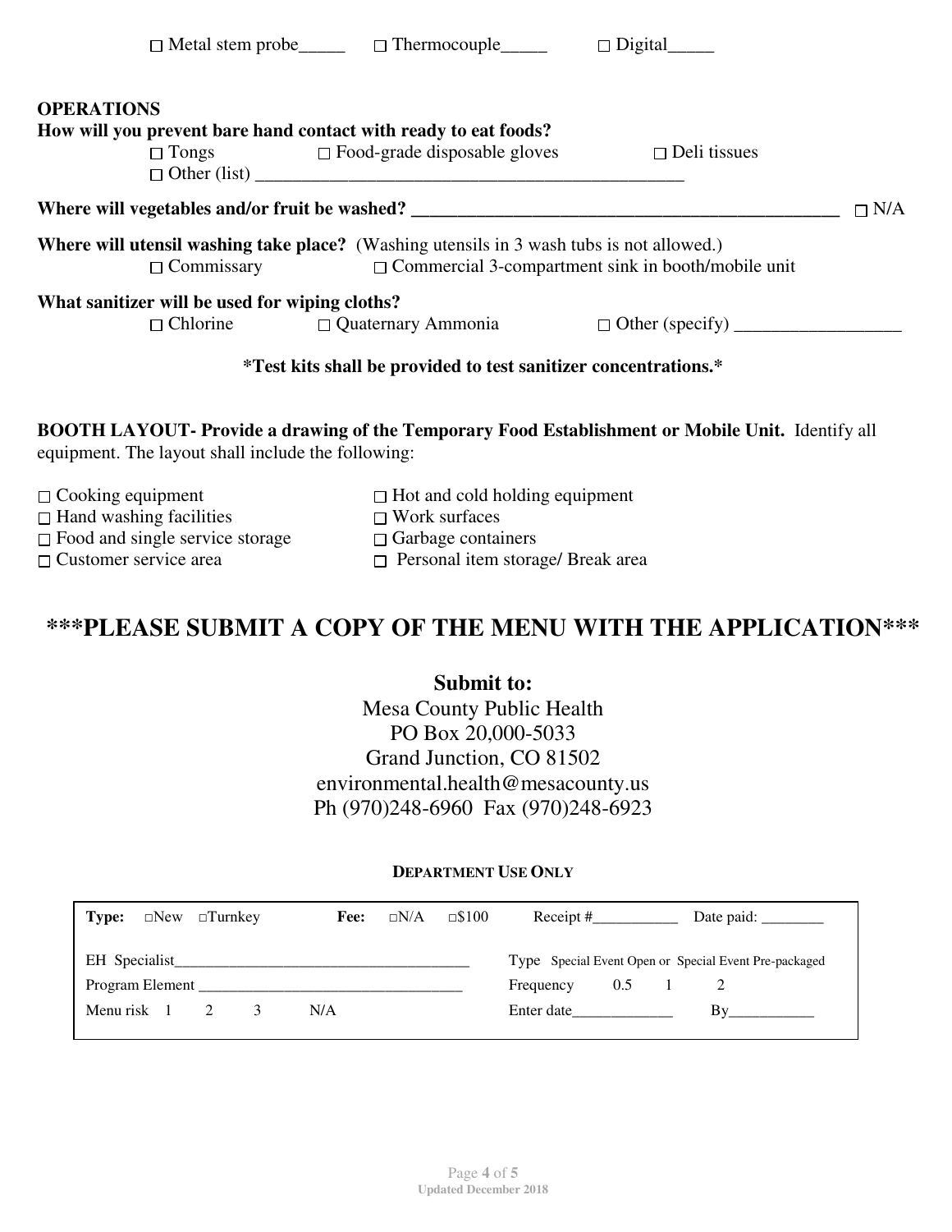☐ Metal stem probe_____ ☐ Thermocouple_____ ☐ Digital_____

**OPERATIONS**

**How will you prevent bare hand contact with ready to eat foods?**

☐ Tongs ☐ Food-grade disposable gloves ☐ Deli tissues
☐ Other (list) _______________________________________________

**Where will vegetables and/or fruit be washed?** _______________________________________________ ☐ N/A

**Where will utensil washing take place?** (Washing utensils in 3 wash tubs is not allowed.)

☐ Commissary ☐ Commercial 3-compartment sink in booth/mobile unit

**What sanitizer will be used for wiping cloths?**

☐ Chlorine ☐ Quaternary Ammonia ☐ Other (specify) __________________

**\*Test kits shall be provided to test sanitizer concentrations.\***

**BOOTH LAYOUT- Provide a drawing of the Temporary Food Establishment or Mobile Unit.** Identify all equipment. The layout shall include the following:

☐ Cooking equipment
☐ Hand washing facilities
☐ Food and single service storage
☐ Customer service area
☐ Hot and cold holding equipment
☐ Work surfaces
☐ Garbage containers
☐ Personal item storage/ Break area

## \*\*\*PLEASE SUBMIT A COPY OF THE MENU WITH THE APPLICATION\*\*\*

**Submit to:**

Mesa County Public Health
PO Box 20,000-5033
Grand Junction, CO 81502
environmental.health@mesacounty.us
Ph (970)248-6960 Fax (970)248-6923

**DEPARTMENT USE ONLY**

| | |
|---|---|
| **Type:** ☐New ☐Turnkey **Fee:** ☐N/A ☐$100 | Receipt #___________ Date paid: ________ |
| EH Specialist_____________________________________ | Type Special Event Open or Special Event Pre-packaged |
| Program Element _________________________________ | Frequency 0.5 1 2 |
| Menu risk 1 2 3 N/A | Enter date_____________ By___________ |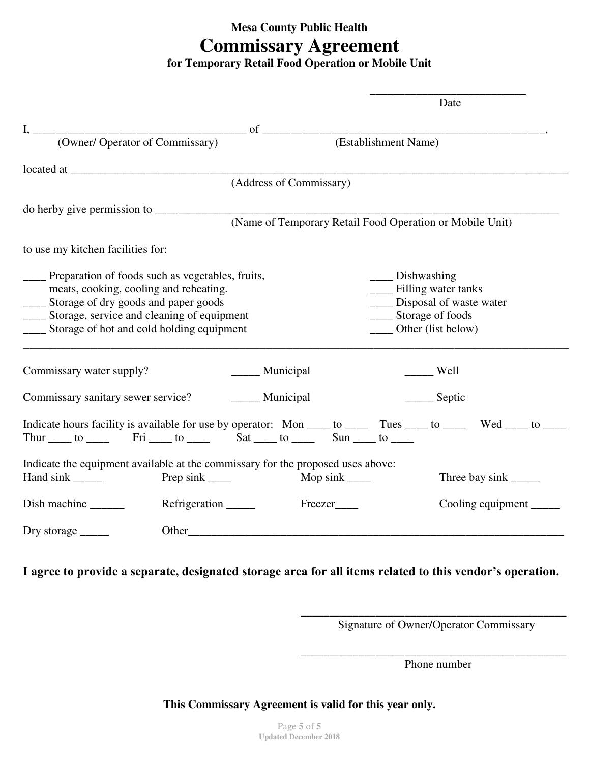**Mesa County Public Health**

# Commissary Agreement

**for Temporary Retail Food Operation or Mobile Unit**

___________________________
Date

I, ____________________________________ of ________________________________________________,
(Owner/ Operator of Commissary) (Establishment Name)

located at ________________________________________________________________________________
(Address of Commissary)

do herby give permission to __________________________________________________________________
(Name of Temporary Retail Food Operation or Mobile Unit)

to use my kitchen facilities for:

____ Preparation of foods such as vegetables, fruits, meats, cooking, cooling and reheating.
____ Storage of dry goods and paper goods
____ Storage, service and cleaning of equipment
____ Storage of hot and cold holding equipment
____ Dishwashing
____ Filling water tanks
____ Disposal of waste water
____ Storage of foods
____ Other (list below)

__________________________________________________________________________________________

Commissary water supply? _____ Municipal _____ Well

Commissary sanitary sewer service? _____ Municipal _____ Septic

Indicate hours facility is available for use by operator: Mon ____ to ____ Tues ____ to ____ Wed ____ to ____ Thur ____ to ____ Fri ____ to ____ Sat ____ to ____ Sun ____ to ____

Indicate the equipment available at the commissary for the proposed uses above:

Hand sink _____ Prep sink ____ Mop sink ____ Three bay sink _____

Dish machine ______ Refrigeration _____ Freezer____ Cooling equipment _____

Dry storage _____ Other______________________________________________________________________

**I agree to provide a separate, designated storage area for all items related to this vendor's operation.**

______________________________________________
Signature of Owner/Operator Commissary

______________________________________________
Phone number

**This Commissary Agreement is valid for this year only.**